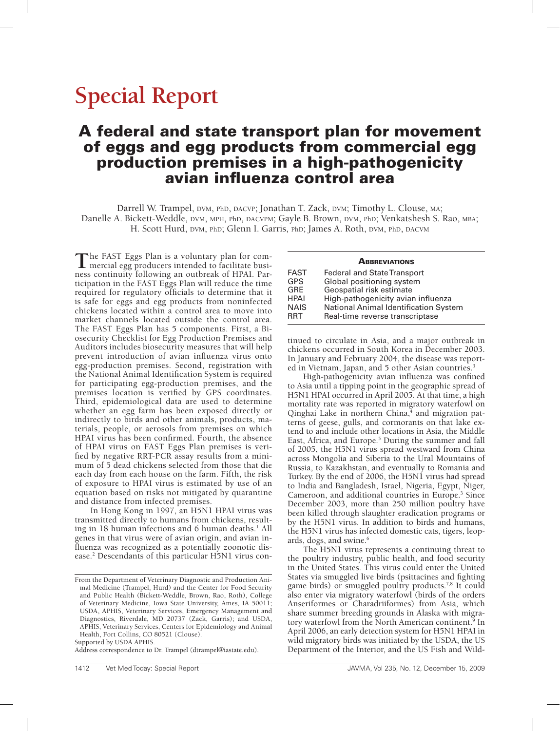# Special Report

## A federal and state transport plan for movement of eggs and egg products from commercial egg production premises in a high-pathogenicity avian influenza control area

Darrell W. Trampel, DVM, PhD, DACVP; Jonathan T. Zack, DVM; Timothy L. Clouse, MA; Danelle A. Bickett-Weddle, DVM, MPH, PhD, DACVPM; Gayle B. Brown, DVM, PhD; Venkatshesh S. Rao, MBA; H. Scott Hurd, DVM, PhD; Glenn I. Garris, PhD; James A. Roth, DVM, PhD, DACVM

The FAST Eggs Plan is a voluntary plan for commercial egg producers intended to facilitate business continuity following an outbreak of HPAI. Participation in the FAST Eggs Plan will reduce the time required for regulatory officials to determine that it is safe for eggs and egg products from noninfected chickens located within a control area to move into market channels located outside the control area. The FAST Eggs Plan has 5 components. First, a Biosecurity Checklist for Egg Production Premises and Auditors includes biosecurity measures that will help prevent introduction of avian influenza virus onto egg-production premises. Second, registration with the National Animal Identification System is required for participating egg-production premises, and the premises location is verified by GPS coordinates. Third, epidemiological data are used to determine whether an egg farm has been exposed directly or indirectly to birds and other animals, products, materials, people, or aerosols from premises on which HPAI virus has been confirmed. Fourth, the absence of HPAI virus on FAST Eggs Plan premises is verified by negative RRT-PCR assay results from a minimum of 5 dead chickens selected from those that die each day from each house on the farm. Fifth, the risk of exposure to HPAI virus is estimated by use of an equation based on risks not mitigated by quarantine and distance from infected premises.

In Hong Kong in 1997, an H5N1 HPAI virus was transmitted directly to humans from chickens, resulting in 18 human infections and 6 human deaths.[1] All genes in that virus were of avian origin, and avian influenza was recognized as a potentially zoonotic disease.[2] Descendants of this particular H5N1 virus continued to circulate in Asia, and a major outbreak in chickens occurred in South Korea in December 2003. In January and February 2004, the disease was reported in Vietnam, Japan, and 5 other Asian countries.[3]

| **Abbreviations** | |
|---|---|
| FAST | Federal and State Transport |
| GPS | Global positioning system |
| GRE | Geospatial risk estimate |
| HPAI | High-pathogenicity avian influenza |
| NAIS | National Animal Identification System |
| RRT | Real-time reverse transcriptase |

High-pathogenicity avian influenza was confined to Asia until a tipping point in the geographic spread of H5N1 HPAI occurred in April 2005. At that time, a high mortality rate was reported in migratory waterfowl on Qinghai Lake in northern China,[4] and migration patterns of geese, gulls, and cormorants on that lake extend to and include other locations in Asia, the Middle East, Africa, and Europe.[5] During the summer and fall of 2005, the H5N1 virus spread westward from China across Mongolia and Siberia to the Ural Mountains of Russia, to Kazakhstan, and eventually to Romania and Turkey. By the end of 2006, the H5N1 virus had spread to India and Bangladesh, Israel, Nigeria, Egypt, Niger, Cameroon, and additional countries in Europe.[3] Since December 2003, more than 250 million poultry have been killed through slaughter eradication programs or by the H5N1 virus. In addition to birds and humans, the H5N1 virus has infected domestic cats, tigers, leopards, dogs, and swine.[6]

The H5N1 virus represents a continuing threat to the poultry industry, public health, and food security in the United States. This virus could enter the United States via smuggled live birds (psittacines and fighting game birds) or smuggled poultry products.[7,8] It could also enter via migratory waterfowl (birds of the orders Anseriformes or Charadriiformes) from Asia, which share summer breeding grounds in Alaska with migratory waterfowl from the North American continent.[9] In April 2006, an early detection system for H5N1 HPAI in wild migratory birds was initiated by the USDA, the US Department of the Interior, and the US Fish and Wild-

---

From the Department of Veterinary Diagnostic and Production Animal Medicine (Trampel, Hurd) and the Center for Food Security and Public Health (Bickett-Weddle, Brown, Rao, Roth), College of Veterinary Medicine, Iowa State University, Ames, IA 50011; USDA, APHIS, Veterinary Services, Emergency Management and Diagnostics, Riverdale, MD 20737 (Zack, Garris); and USDA, APHIS, Veterinary Services, Centers for Epidemiology and Animal Health, Fort Collins, CO 80521 (Clouse).

Supported by USDA APHIS.

Address correspondence to Dr. Trampel (dtrampel@iastate.edu).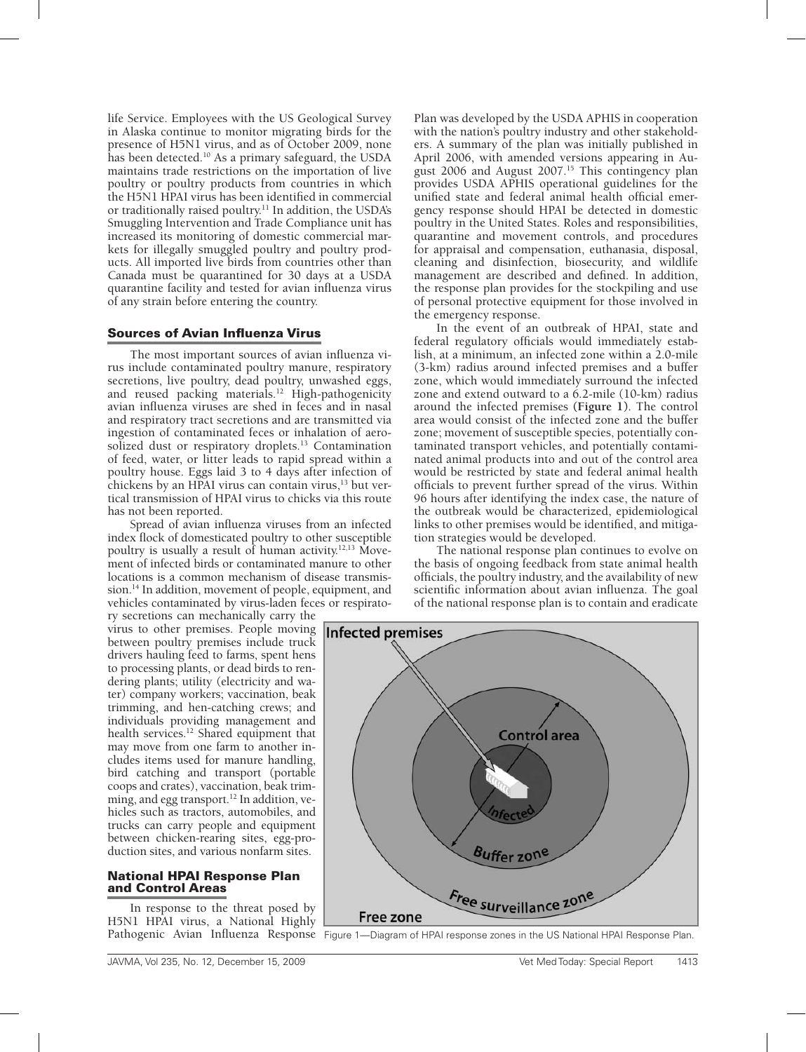life Service. Employees with the US Geological Survey in Alaska continue to monitor migrating birds for the presence of H5N1 virus, and as of October 2009, none has been detected.[10] As a primary safeguard, the USDA maintains trade restrictions on the importation of live poultry or poultry products from countries in which the H5N1 HPAI virus has been identified in commercial or traditionally raised poultry.[11] In addition, the USDA's Smuggling Intervention and Trade Compliance unit has increased its monitoring of domestic commercial markets for illegally smuggled poultry and poultry products. All imported live birds from countries other than Canada must be quarantined for 30 days at a USDA quarantine facility and tested for avian influenza virus of any strain before entering the country.

## Sources of Avian Influenza Virus

The most important sources of avian influenza virus include contaminated poultry manure, respiratory secretions, live poultry, dead poultry, unwashed eggs, and reused packing materials.[12] High-pathogenicity avian influenza viruses are shed in feces and in nasal and respiratory tract secretions and are transmitted via ingestion of contaminated feces or inhalation of aerosolized dust or respiratory droplets.[13] Contamination of feed, water, or litter leads to rapid spread within a poultry house. Eggs laid 3 to 4 days after infection of chickens by an HPAI virus can contain virus,[13] but vertical transmission of HPAI virus to chicks via this route has not been reported.

Spread of avian influenza viruses from an infected index flock of domesticated poultry to other susceptible poultry is usually a result of human activity.[12,13] Movement of infected birds or contaminated manure to other locations is a common mechanism of disease transmission.[14] In addition, movement of people, equipment, and vehicles contaminated by virus-laden feces or respiratory secretions can mechanically carry the virus to other premises. People moving between poultry premises include truck drivers hauling feed to farms, spent hens to processing plants, or dead birds to rendering plants; utility (electricity and water) company workers; vaccination, beak trimming, and hen-catching crews; and individuals providing management and health services.[12] Shared equipment that may move from one farm to another includes items used for manure handling, bird catching and transport (portable coops and crates), vaccination, beak trimming, and egg transport.[12] In addition, vehicles such as tractors, automobiles, and trucks can carry people and equipment between chicken-rearing sites, egg-production sites, and various nonfarm sites.

## National HPAI Response Plan and Control Areas

In response to the threat posed by H5N1 HPAI virus, a National Highly Pathogenic Avian Influenza Response Plan was developed by the USDA APHIS in cooperation with the nation's poultry industry and other stakeholders. A summary of the plan was initially published in April 2006, with amended versions appearing in August 2006 and August 2007.[15] This contingency plan provides USDA APHIS operational guidelines for the unified state and federal animal health official emergency response should HPAI be detected in domestic poultry in the United States. Roles and responsibilities, quarantine and movement controls, and procedures for appraisal and compensation, euthanasia, disposal, cleaning and disinfection, biosecurity, and wildlife management are described and defined. In addition, the response plan provides for the stockpiling and use of personal protective equipment for those involved in the emergency response.

In the event of an outbreak of HPAI, state and federal regulatory officials would immediately establish, at a minimum, an infected zone within a 2.0-mile (3-km) radius around infected premises and a buffer zone, which would immediately surround the infected zone and extend outward to a 6.2-mile (10-km) radius around the infected premises (**Figure 1**). The control area would consist of the infected zone and the buffer zone; movement of susceptible species, potentially contaminated transport vehicles, and potentially contaminated animal products into and out of the control area would be restricted by state and federal animal health officials to prevent further spread of the virus. Within 96 hours after identifying the index case, the nature of the outbreak would be characterized, epidemiological links to other premises would be identified, and mitigation strategies would be developed.

The national response plan continues to evolve on the basis of ongoing feedback from state animal health officials, the poultry industry, and the availability of new scientific information about avian influenza. The goal of the national response plan is to contain and eradicate

Figure 1—Diagram of HPAI response zones in the US National HPAI Response Plan.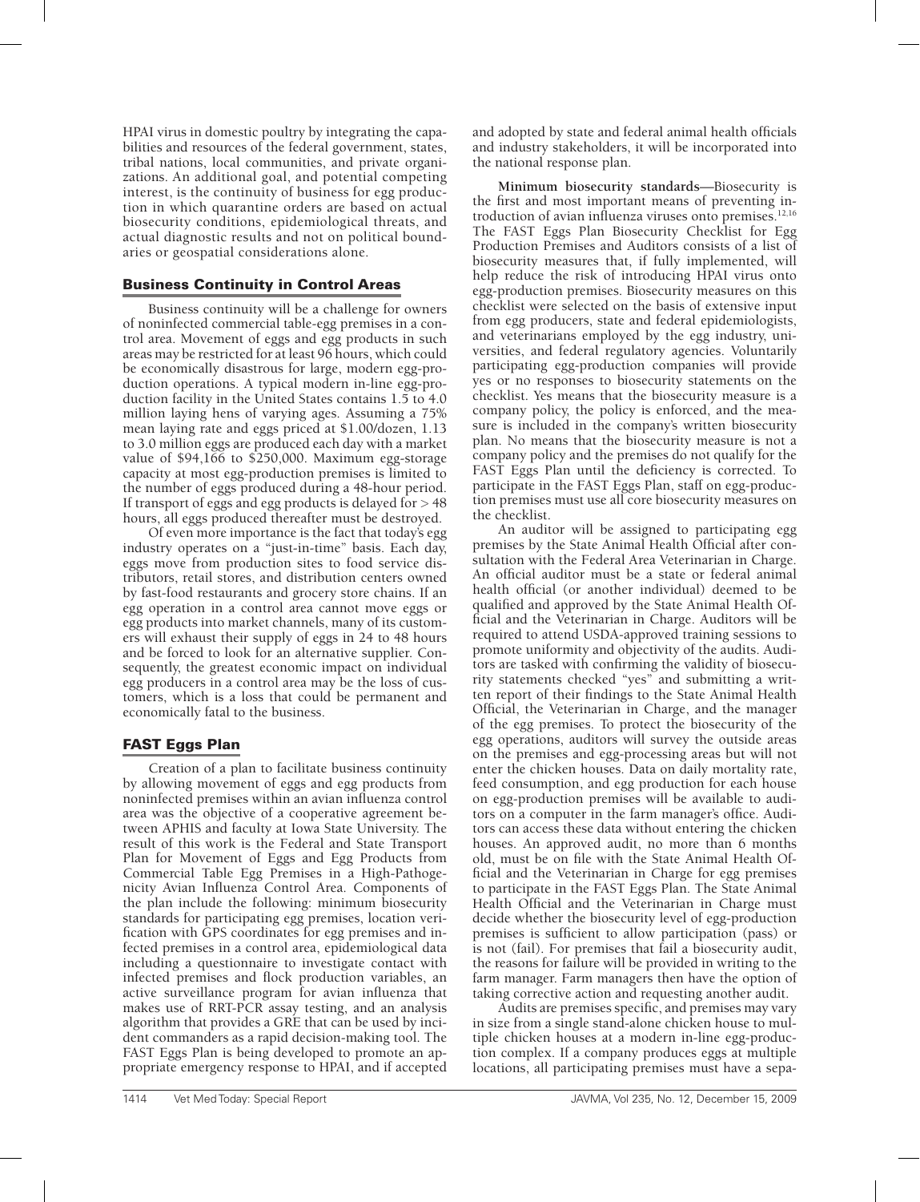HPAI virus in domestic poultry by integrating the capabilities and resources of the federal government, states, tribal nations, local communities, and private organizations. An additional goal, and potential competing interest, is the continuity of business for egg production in which quarantine orders are based on actual biosecurity conditions, epidemiological threats, and actual diagnostic results and not on political boundaries or geospatial considerations alone.

## Business Continuity in Control Areas

Business continuity will be a challenge for owners of noninfected commercial table-egg premises in a control area. Movement of eggs and egg products in such areas may be restricted for at least 96 hours, which could be economically disastrous for large, modern egg-production operations. A typical modern in-line egg-production facility in the United States contains 1.5 to 4.0 million laying hens of varying ages. Assuming a 75% mean laying rate and eggs priced at $1.00/dozen, 1.13 to 3.0 million eggs are produced each day with a market value of $94,166 to $250,000. Maximum egg-storage capacity at most egg-production premises is limited to the number of eggs produced during a 48-hour period. If transport of eggs and egg products is delayed for > 48 hours, all eggs produced thereafter must be destroyed.

Of even more importance is the fact that today's egg industry operates on a "just-in-time" basis. Each day, eggs move from production sites to food service distributors, retail stores, and distribution centers owned by fast-food restaurants and grocery store chains. If an egg operation in a control area cannot move eggs or egg products into market channels, many of its customers will exhaust their supply of eggs in 24 to 48 hours and be forced to look for an alternative supplier. Consequently, the greatest economic impact on individual egg producers in a control area may be the loss of customers, which is a loss that could be permanent and economically fatal to the business.

## FAST Eggs Plan

Creation of a plan to facilitate business continuity by allowing movement of eggs and egg products from noninfected premises within an avian influenza control area was the objective of a cooperative agreement between APHIS and faculty at Iowa State University. The result of this work is the Federal and State Transport Plan for Movement of Eggs and Egg Products from Commercial Table Egg Premises in a High-Pathogenicity Avian Influenza Control Area. Components of the plan include the following: minimum biosecurity standards for participating egg premises, location verification with GPS coordinates for egg premises and infected premises in a control area, epidemiological data including a questionnaire to investigate contact with infected premises and flock production variables, an active surveillance program for avian influenza that makes use of RRT-PCR assay testing, and an analysis algorithm that provides a GRE that can be used by incident commanders as a rapid decision-making tool. The FAST Eggs Plan is being developed to promote an appropriate emergency response to HPAI, and if accepted and adopted by state and federal animal health officials and industry stakeholders, it will be incorporated into the national response plan.

**Minimum biosecurity standards**—Biosecurity is the first and most important means of preventing introduction of avian influenza viruses onto premises.[12,16] The FAST Eggs Plan Biosecurity Checklist for Egg Production Premises and Auditors consists of a list of biosecurity measures that, if fully implemented, will help reduce the risk of introducing HPAI virus onto egg-production premises. Biosecurity measures on this checklist were selected on the basis of extensive input from egg producers, state and federal epidemiologists, and veterinarians employed by the egg industry, universities, and federal regulatory agencies. Voluntarily participating egg-production companies will provide yes or no responses to biosecurity statements on the checklist. Yes means that the biosecurity measure is a company policy, the policy is enforced, and the measure is included in the company's written biosecurity plan. No means that the biosecurity measure is not a company policy and the premises do not qualify for the FAST Eggs Plan until the deficiency is corrected. To participate in the FAST Eggs Plan, staff on egg-production premises must use all core biosecurity measures on the checklist.

An auditor will be assigned to participating egg premises by the State Animal Health Official after consultation with the Federal Area Veterinarian in Charge. An official auditor must be a state or federal animal health official (or another individual) deemed to be qualified and approved by the State Animal Health Official and the Veterinarian in Charge. Auditors will be required to attend USDA-approved training sessions to promote uniformity and objectivity of the audits. Auditors are tasked with confirming the validity of biosecurity statements checked "yes" and submitting a written report of their findings to the State Animal Health Official, the Veterinarian in Charge, and the manager of the egg premises. To protect the biosecurity of the egg operations, auditors will survey the outside areas on the premises and egg-processing areas but will not enter the chicken houses. Data on daily mortality rate, feed consumption, and egg production for each house on egg-production premises will be available to auditors on a computer in the farm manager's office. Auditors can access these data without entering the chicken houses. An approved audit, no more than 6 months old, must be on file with the State Animal Health Official and the Veterinarian in Charge for egg premises to participate in the FAST Eggs Plan. The State Animal Health Official and the Veterinarian in Charge must decide whether the biosecurity level of egg-production premises is sufficient to allow participation (pass) or is not (fail). For premises that fail a biosecurity audit, the reasons for failure will be provided in writing to the farm manager. Farm managers then have the option of taking corrective action and requesting another audit.

Audits are premises specific, and premises may vary in size from a single stand-alone chicken house to multiple chicken houses at a modern in-line egg-production complex. If a company produces eggs at multiple locations, all participating premises must have a sepa-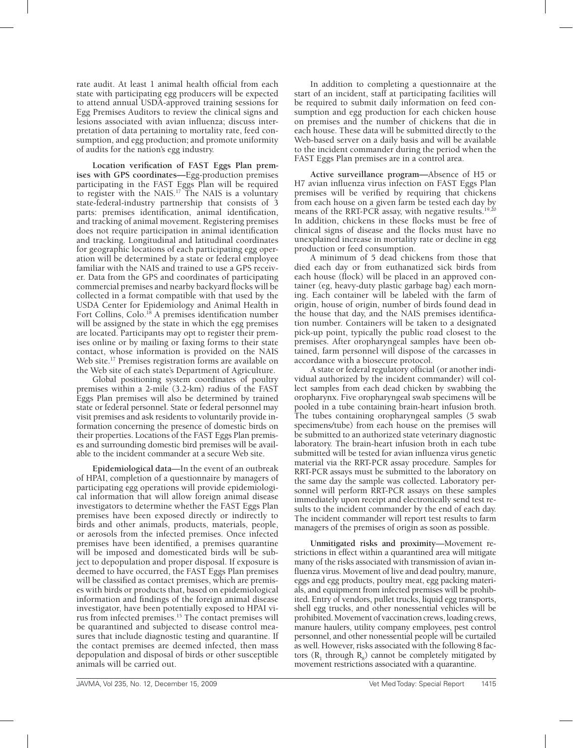rate audit. At least 1 animal health official from each state with participating egg producers will be expected to attend annual USDA-approved training sessions for Egg Premises Auditors to review the clinical signs and lesions associated with avian influenza; discuss interpretation of data pertaining to mortality rate, feed consumption, and egg production; and promote uniformity of audits for the nation's egg industry.

**Location verification of FAST Eggs Plan premises with GPS coordinates**—Egg-production premises participating in the FAST Eggs Plan will be required to register with the NAIS.[17] The NAIS is a voluntary state-federal-industry partnership that consists of 3 parts: premises identification, animal identification, and tracking of animal movement. Registering premises does not require participation in animal identification and tracking. Longitudinal and latitudinal coordinates for geographic locations of each participating egg operation will be determined by a state or federal employee familiar with the NAIS and trained to use a GPS receiver. Data from the GPS and coordinates of participating commercial premises and nearby backyard flocks will be collected in a format compatible with that used by the USDA Center for Epidemiology and Animal Health in Fort Collins, Colo.[18] A premises identification number will be assigned by the state in which the egg premises are located. Participants may opt to register their premises online or by mailing or faxing forms to their state contact, whose information is provided on the NAIS Web site.[17] Premises registration forms are available on the Web site of each state's Department of Agriculture.

Global positioning system coordinates of poultry premises within a 2-mile (3.2-km) radius of the FAST Eggs Plan premises will also be determined by trained state or federal personnel. State or federal personnel may visit premises and ask residents to voluntarily provide information concerning the presence of domestic birds on their properties. Locations of the FAST Eggs Plan premises and surrounding domestic bird premises will be available to the incident commander at a secure Web site.

**Epidemiological data**—In the event of an outbreak of HPAI, completion of a questionnaire by managers of participating egg operations will provide epidemiological information that will allow foreign animal disease investigators to determine whether the FAST Eggs Plan premises have been exposed directly or indirectly to birds and other animals, products, materials, people, or aerosols from the infected premises. Once infected premises have been identified, a premises quarantine will be imposed and domesticated birds will be subject to depopulation and proper disposal. If exposure is deemed to have occurred, the FAST Eggs Plan premises will be classified as contact premises, which are premises with birds or products that, based on epidemiological information and findings of the foreign animal disease investigator, have been potentially exposed to HPAI virus from infected premises.[15] The contact premises will be quarantined and subjected to disease control measures that include diagnostic testing and quarantine. If the contact premises are deemed infected, then mass depopulation and disposal of birds or other susceptible animals will be carried out.

In addition to completing a questionnaire at the start of an incident, staff at participating facilities will be required to submit daily information on feed consumption and egg production for each chicken house on premises and the number of chickens that die in each house. These data will be submitted directly to the Web-based server on a daily basis and will be available to the incident commander during the period when the FAST Eggs Plan premises are in a control area.

**Active surveillance program**—Absence of H5 or H7 avian influenza virus infection on FAST Eggs Plan premises will be verified by requiring that chickens from each house on a given farm be tested each day by means of the RRT-PCR assay, with negative results.[19,20] In addition, chickens in these flocks must be free of clinical signs of disease and the flocks must have no unexplained increase in mortality rate or decline in egg production or feed consumption.

A minimum of 5 dead chickens from those that died each day or from euthanatized sick birds from each house (flock) will be placed in an approved container (eg, heavy-duty plastic garbage bag) each morning. Each container will be labeled with the farm of origin, house of origin, number of birds found dead in the house that day, and the NAIS premises identification number. Containers will be taken to a designated pick-up point, typically the public road closest to the premises. After oropharyngeal samples have been obtained, farm personnel will dispose of the carcasses in accordance with a biosecure protocol.

A state or federal regulatory official (or another individual authorized by the incident commander) will collect samples from each dead chicken by swabbing the oropharynx. Five oropharyngeal swab specimens will be pooled in a tube containing brain-heart infusion broth. The tubes containing oropharyngeal samples (5 swab specimens/tube) from each house on the premises will be submitted to an authorized state veterinary diagnostic laboratory. The brain-heart infusion broth in each tube submitted will be tested for avian influenza virus genetic material via the RRT-PCR assay procedure. Samples for RRT-PCR assays must be submitted to the laboratory on the same day the sample was collected. Laboratory personnel will perform RRT-PCR assays on these samples immediately upon receipt and electronically send test results to the incident commander by the end of each day. The incident commander will report test results to farm managers of the premises of origin as soon as possible.

**Unmitigated risks and proximity**—Movement restrictions in effect within a quarantined area will mitigate many of the risks associated with transmission of avian influenza virus. Movement of live and dead poultry, manure, eggs and egg products, poultry meat, egg packing materials, and equipment from infected premises will be prohibited. Entry of vendors, pullet trucks, liquid egg transports, shell egg trucks, and other nonessential vehicles will be prohibited. Movement of vaccination crews, loading crews, manure haulers, utility company employees, pest control personnel, and other nonessential people will be curtailed as well. However, risks associated with the following 8 factors ($R_1$ through $R_8$) cannot be completely mitigated by movement restrictions associated with a quarantine.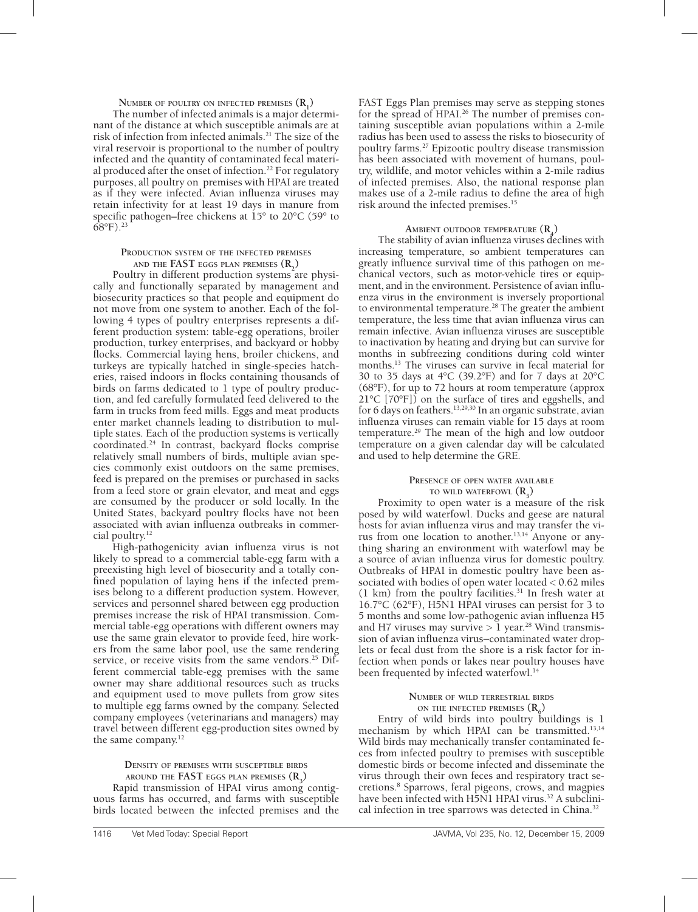### Number of poultry on infected premises ($R_1$)

The number of infected animals is a major determinant of the distance at which susceptible animals are at risk of infection from infected animals.[21] The size of the viral reservoir is proportional to the number of poultry infected and the quantity of contaminated fecal material produced after the onset of infection.[22] For regulatory purposes, all poultry on premises with HPAI are treated as if they were infected. Avian influenza viruses may retain infectivity for at least 19 days in manure from specific pathogen–free chickens at 15° to 20°C (59° to 68°F).[23]

### Production system of the infected premises and the FAST eggs plan premises ($R_2$)

Poultry in different production systems are physically and functionally separated by management and biosecurity practices so that people and equipment do not move from one system to another. Each of the following 4 types of poultry enterprises represents a different production system: table-egg operations, broiler production, turkey enterprises, and backyard or hobby flocks. Commercial laying hens, broiler chickens, and turkeys are typically hatched in single-species hatcheries, raised indoors in flocks containing thousands of birds on farms dedicated to 1 type of poultry production, and fed carefully formulated feed delivered to the farm in trucks from feed mills. Eggs and meat products enter market channels leading to distribution to multiple states. Each of the production systems is vertically coordinated.[24] In contrast, backyard flocks comprise relatively small numbers of birds, multiple avian species commonly exist outdoors on the same premises, feed is prepared on the premises or purchased in sacks from a feed store or grain elevator, and meat and eggs are consumed by the producer or sold locally. In the United States, backyard poultry flocks have not been associated with avian influenza outbreaks in commercial poultry.[12]

High-pathogenicity avian influenza virus is not likely to spread to a commercial table-egg farm with a preexisting high level of biosecurity and a totally confined population of laying hens if the infected premises belong to a different production system. However, services and personnel shared between egg production premises increase the risk of HPAI transmission. Commercial table-egg operations with different owners may use the same grain elevator to provide feed, hire workers from the same labor pool, use the same rendering service, or receive visits from the same vendors.[25] Different commercial table-egg premises with the same owner may share additional resources such as trucks and equipment used to move pullets from grow sites to multiple egg farms owned by the company. Selected company employees (veterinarians and managers) may travel between different egg-production sites owned by the same company.[12]

### Density of premises with susceptible birds around the FAST eggs plan premises ($R_3$)

Rapid transmission of HPAI virus among contiguous farms has occurred, and farms with susceptible birds located between the infected premises and the FAST Eggs Plan premises may serve as stepping stones for the spread of HPAI.[26] The number of premises containing susceptible avian populations within a 2-mile radius has been used to assess the risks to biosecurity of poultry farms.[27] Epizootic poultry disease transmission has been associated with movement of humans, poultry, wildlife, and motor vehicles within a 2-mile radius of infected premises. Also, the national response plan makes use of a 2-mile radius to define the area of high risk around the infected premises.[15]

### Ambient outdoor temperature ($R_4$)

The stability of avian influenza viruses declines with increasing temperature, so ambient temperatures can greatly influence survival time of this pathogen on mechanical vectors, such as motor-vehicle tires or equipment, and in the environment. Persistence of avian influenza virus in the environment is inversely proportional to environmental temperature.[28] The greater the ambient temperature, the less time that avian influenza virus can remain infective. Avian influenza viruses are susceptible to inactivation by heating and drying but can survive for months in subfreezing conditions during cold winter months.[13] The viruses can survive in fecal material for 30 to 35 days at 4°C (39.2°F) and for 7 days at 20°C (68°F), for up to 72 hours at room temperature (approx 21°C [70°F]) on the surface of tires and eggshells, and for 6 days on feathers.[13,29,30] In an organic substrate, avian influenza viruses can remain viable for 15 days at room temperature.[29] The mean of the high and low outdoor temperature on a given calendar day will be calculated and used to help determine the GRE.

### Presence of open water available to wild waterfowl ($R_5$)

Proximity to open water is a measure of the risk posed by wild waterfowl. Ducks and wild geese are natural hosts for avian influenza virus and may transfer the virus from one location to another.[13,14] Anyone or anything sharing an environment with waterfowl may be a source of avian influenza virus for domestic poultry. Outbreaks of HPAI in domestic poultry have been associated with bodies of open water located < 0.62 miles (1 km) from the poultry facilities.[31] In fresh water at 16.7°C (62°F), H5N1 HPAI viruses can persist for 3 to 5 months and some low-pathogenic avian influenza H5 and H7 viruses may survive > 1 year.[28] Wind transmission of avian influenza virus–contaminated water droplets or fecal dust from the shore is a risk factor for infection when ponds or lakes near poultry houses have been frequented by infected waterfowl.[14]

### Number of wild terrestrial birds on the infected premises ($R_6$)

Entry of wild birds into poultry buildings is 1 mechanism by which HPAI can be transmitted.[13,14] Wild birds may mechanically transfer contaminated feces from infected poultry to premises with susceptible domestic birds or become infected and disseminate the virus through their own feces and respiratory tract secretions.[8] Sparrows, feral pigeons, crows, and magpies have been infected with H5N1 HPAI virus.[32] A subclinical infection in tree sparrows was detected in China.[32]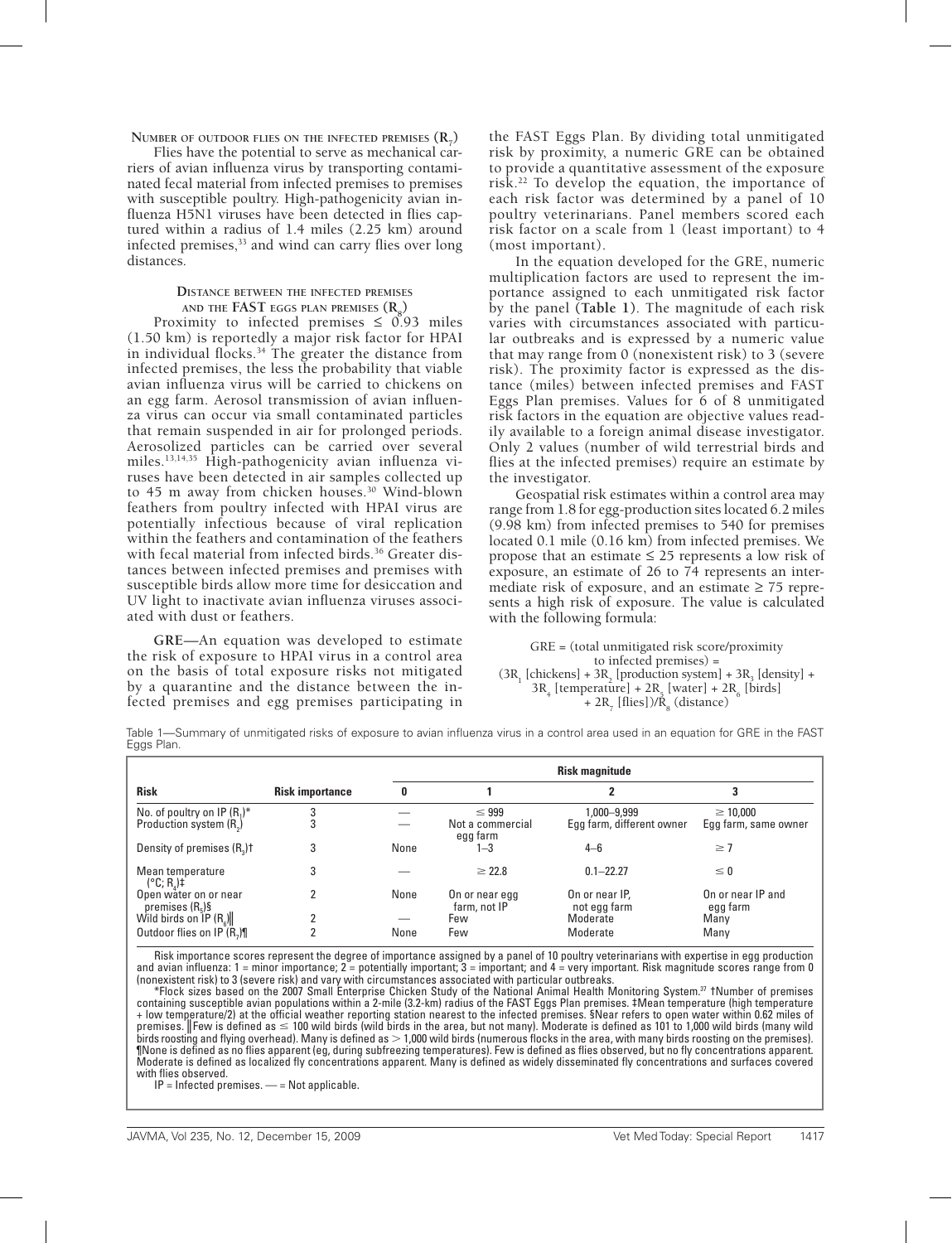### Number of outdoor flies on the infected premises ($R_7$)

Flies have the potential to serve as mechanical carriers of avian influenza virus by transporting contaminated fecal material from infected premises to premises with susceptible poultry. High-pathogenicity avian influenza H5N1 viruses have been detected in flies captured within a radius of 1.4 miles (2.25 km) around infected premises,[33] and wind can carry flies over long distances.

### Distance between the infected premises and the FAST eggs plan premises ($R_8$)

Proximity to infected premises ≤ 0.93 miles (1.50 km) is reportedly a major risk factor for HPAI in individual flocks.[34] The greater the distance from infected premises, the less the probability that viable avian influenza virus will be carried to chickens on an egg farm. Aerosol transmission of avian influenza virus can occur via small contaminated particles that remain suspended in air for prolonged periods. Aerosolized particles can be carried over several miles.[13,14,35] High-pathogenicity avian influenza viruses have been detected in air samples collected up to 45 m away from chicken houses.[30] Wind-blown feathers from poultry infected with HPAI virus are potentially infectious because of viral replication within the feathers and contamination of the feathers with fecal material from infected birds.[36] Greater distances between infected premises and premises with susceptible birds allow more time for desiccation and UV light to inactivate avian influenza viruses associated with dust or feathers.

**GRE—**An equation was developed to estimate the risk of exposure to HPAI virus in a control area on the basis of total exposure risks not mitigated by a quarantine and the distance between the infected premises and egg premises participating in the FAST Eggs Plan. By dividing total unmitigated risk by proximity, a numeric GRE can be obtained to provide a quantitative assessment of the exposure risk.[22] To develop the equation, the importance of each risk factor was determined by a panel of 10 poultry veterinarians. Panel members scored each risk factor on a scale from 1 (least important) to 4 (most important).

In the equation developed for the GRE, numeric multiplication factors are used to represent the importance assigned to each unmitigated risk factor by the panel (**Table 1**). The magnitude of each risk varies with circumstances associated with particular outbreaks and is expressed by a numeric value that may range from 0 (nonexistent risk) to 3 (severe risk). The proximity factor is expressed as the distance (miles) between infected premises and FAST Eggs Plan premises. Values for 6 of 8 unmitigated risk factors in the equation are objective values readily available to a foreign animal disease investigator. Only 2 values (number of wild terrestrial birds and flies at the infected premises) require an estimate by the investigator.

Geospatial risk estimates within a control area may range from 1.8 for egg-production sites located 6.2 miles (9.98 km) from infected premises to 540 for premises located 0.1 mile (0.16 km) from infected premises. We propose that an estimate ≤ 25 represents a low risk of exposure, an estimate of 26 to 74 represents an intermediate risk of exposure, and an estimate ≥ 75 represents a high risk of exposure. The value is calculated with the following formula:

$$\text{GRE} = (\text{total unmitigated risk score}/\text{proximity to infected premises}) = (3R_1\,[\text{chickens}] + 3R_2\,[\text{production system}] + 3R_3\,[\text{density}] + 3R_4\,[\text{temperature}] + 2R_5\,[\text{water}] + 2R_6\,[\text{birds}] + 2R_7\,[\text{flies}])/R_8\,(\text{distance})$$

Table 1—Summary of unmitigated risks of exposure to avian influenza virus in a control area used in an equation for GRE in the FAST Eggs Plan.

| Risk | Risk importance | Risk magnitude | | | |
|---|---|---|---|---|---|
| | | 0 | 1 | 2 | 3 |
| No. of poultry on IP ($R_1$)* | 3 | — | ≤ 999 | 1,000–9,999 | ≥ 10,000 |
| Production system ($R_2$) | 3 | — | Not a commercial egg farm | Egg farm, different owner | Egg farm, same owner |
| Density of premises ($R_3$)† | 3 | None | 1–3 | 4–6 | ≥ 7 |
| Mean temperature (°C; $R_4$)‡ | 3 | — | ≥ 22.8 | 0.1–22.27 | ≤ 0 |
| Open water on or near premises ($R_5$)§ | 2 | None | On or near egg farm, not IP | On or near IP, not egg farm | On or near IP and egg farm |
| Wild birds on IP ($R_6$)‖ | 2 | — | Few | Moderate | Many |
| Outdoor flies on IP ($R_7$)¶ | 2 | None | Few | Moderate | Many |

Risk importance scores represent the degree of importance assigned by a panel of 10 poultry veterinarians with expertise in egg production and avian influenza: 1 = minor importance; 2 = potentially important; 3 = important; and 4 = very important. Risk magnitude scores range from 0 (nonexistent risk) to 3 (severe risk) and vary with circumstances associated with particular outbreaks.

*Flock sizes based on the 2007 Small Enterprise Chicken Study of the National Animal Health Monitoring System.[37] †Number of premises containing susceptible avian populations within a 2-mile (3.2-km) radius of the FAST Eggs Plan premises. ‡Mean temperature (high temperature + low temperature/2) at the official weather reporting station nearest to the infected premises. §Near refers to open water within 0.62 miles of premises. ‖Few is defined as ≤ 100 wild birds (wild birds in the area, but not many). Moderate is defined as 101 to 1,000 wild birds (many wild birds roosting and flying overhead). Many is defined as > 1,000 wild birds (numerous flocks in the area, with many birds roosting on the premises). ¶None is defined as no flies apparent (eg, during subfreezing temperatures). Few is defined as flies observed, but no fly concentrations apparent. Moderate is defined as localized fly concentrations apparent. Many is defined as widely disseminated fly concentrations and surfaces covered with flies observed.

IP = Infected premises. — = Not applicable.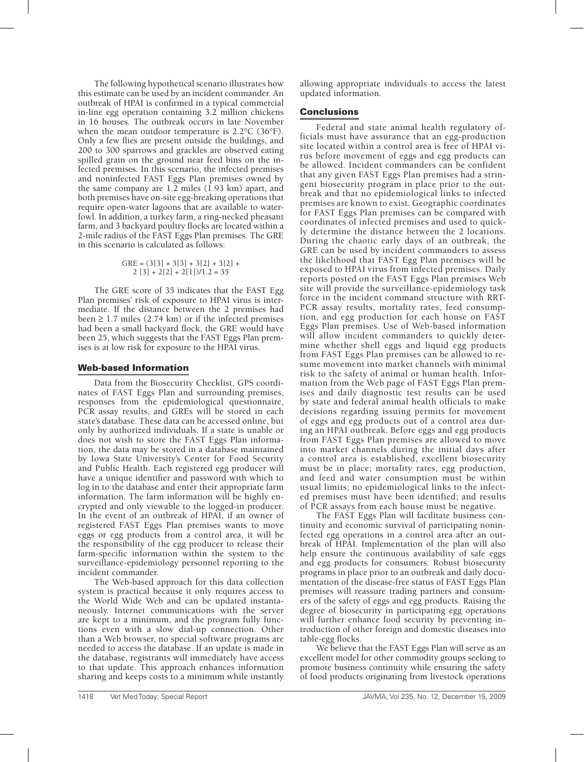The following hypothetical scenario illustrates how this estimate can be used by an incident commander. An outbreak of HPAI is confirmed in a typical commercial in-line egg operation containing 3.2 million chickens in 16 houses. The outbreak occurs in late November when the mean outdoor temperature is 2.2°C (36°F). Only a few flies are present outside the buildings, and 200 to 300 sparrows and grackles are observed eating spilled grain on the ground near feed bins on the infected premises. In this scenario, the infected premises and noninfected FAST Eggs Plan premises owned by the same company are 1.2 miles (1.93 km) apart, and both premises have on-site egg-breaking operations that require open-water lagoons that are available to waterfowl. In addition, a turkey farm, a ring-necked pheasant farm, and 3 backyard poultry flocks are located within a 2-mile radius of the FAST Eggs Plan premises. The GRE in this scenario is calculated as follows:

$$GRE = (3[3] + 3[3] + 3[2] + 3[2] + 2[3] + 2[2] + 2[1])/1.2 = 35$$

The GRE score of 35 indicates that the FAST Egg Plan premises' risk of exposure to HPAI virus is intermediate. If the distance between the 2 premises had been ≥ 1.7 miles (2.74 km) or if the infected premises had been a small backyard flock, the GRE would have been 25, which suggests that the FAST Eggs Plan premises is at low risk for exposure to the HPAI virus.

## Web-based Information

Data from the Biosecurity Checklist, GPS coordinates of FAST Eggs Plan and surrounding premises, responses from the epidemiological questionnaire, PCR assay results, and GREs will be stored in each state's database. These data can be accessed online, but only by authorized individuals. If a state is unable or does not wish to store the FAST Eggs Plan information, the data may be stored in a database maintained by Iowa State University's Center for Food Security and Public Health. Each registered egg producer will have a unique identifier and password with which to log in to the database and enter their appropriate farm information. The farm information will be highly encrypted and only viewable to the logged-in producer. In the event of an outbreak of HPAI, if an owner of registered FAST Eggs Plan premises wants to move eggs or egg products from a control area, it will be the responsibility of the egg producer to release their farm-specific information within the system to the surveillance-epidemiology personnel reporting to the incident commander.

The Web-based approach for this data collection system is practical because it only requires access to the World Wide Web and can be updated instantaneously. Internet communications with the server are kept to a minimum, and the program fully functions even with a slow dial-up connection. Other than a Web browser, no special software programs are needed to access the database. If an update is made in the database, registrants will immediately have access to that update. This approach enhances information sharing and keeps costs to a minimum while instantly allowing appropriate individuals to access the latest updated information.

## Conclusions

Federal and state animal health regulatory officials must have assurance that an egg-production site located within a control area is free of HPAI virus before movement of eggs and egg products can be allowed. Incident commanders can be confident that any given FAST Eggs Plan premises had a stringent biosecurity program in place prior to the outbreak and that no epidemiological links to infected premises are known to exist. Geographic coordinates for FAST Eggs Plan premises can be compared with coordinates of infected premises and used to quickly determine the distance between the 2 locations. During the chaotic early days of an outbreak, the GRE can be used by incident commanders to assess the likelihood that FAST Egg Plan premises will be exposed to HPAI virus from infected premises. Daily reports posted on the FAST Eggs Plan premises Web site will provide the surveillance-epidemiology task force in the incident command structure with RRT-PCR assay results, mortality rates, feed consumption, and egg production for each house on FAST Eggs Plan premises. Use of Web-based information will allow incident commanders to quickly determine whether shell eggs and liquid egg products from FAST Eggs Plan premises can be allowed to resume movement into market channels with minimal risk to the safety of animal or human health. Information from the Web page of FAST Eggs Plan premises and daily diagnostic test results can be used by state and federal animal health officials to make decisions regarding issuing permits for movement of eggs and egg products out of a control area during an HPAI outbreak. Before eggs and egg products from FAST Eggs Plan premises are allowed to move into market channels during the initial days after a control area is established, excellent biosecurity must be in place; mortality rates, egg production, and feed and water consumption must be within usual limits; no epidemiological links to the infected premises must have been identified; and results of PCR assays from each house must be negative.

The FAST Eggs Plan will facilitate business continuity and economic survival of participating noninfected egg operations in a control area after an outbreak of HPAI. Implementation of the plan will also help ensure the continuous availability of safe eggs and egg products for consumers. Robust biosecurity programs in place prior to an outbreak and daily documentation of the disease-free status of FAST Eggs Plan premises will reassure trading partners and consumers of the safety of eggs and egg products. Raising the degree of biosecurity in participating egg operations will further enhance food security by preventing introduction of other foreign and domestic diseases into table-egg flocks.

We believe that the FAST Eggs Plan will serve as an excellent model for other commodity groups seeking to promote business continuity while ensuring the safety of food products originating from livestock operations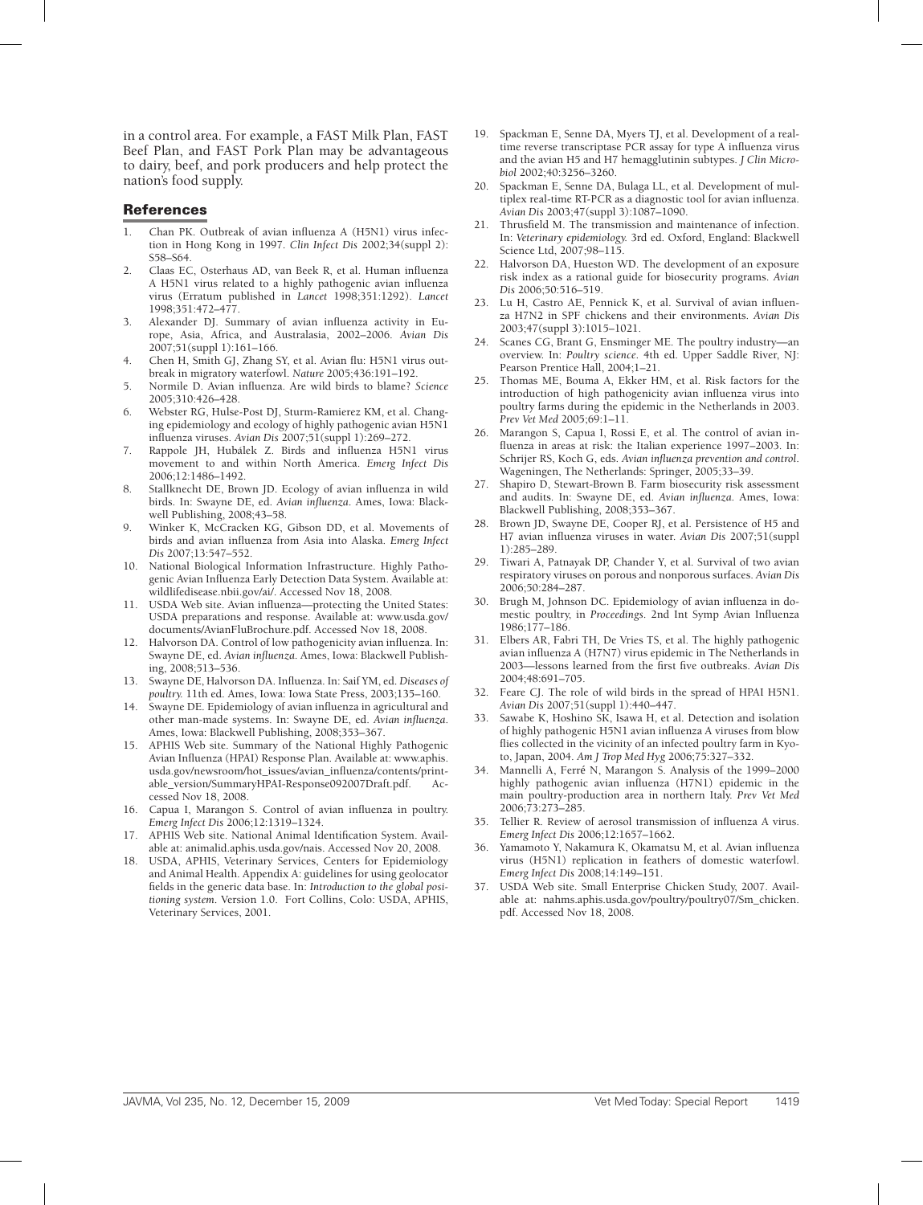in a control area. For example, a FAST Milk Plan, FAST Beef Plan, and FAST Pork Plan may be advantageous to dairy, beef, and pork producers and help protect the nation's food supply.

## References

1. Chan PK. Outbreak of avian influenza A (H5N1) virus infection in Hong Kong in 1997. *Clin Infect Dis* 2002;34(suppl 2): S58–S64.
2. Claas EC, Osterhaus AD, van Beek R, et al. Human influenza A H5N1 virus related to a highly pathogenic avian influenza virus (Erratum published in *Lancet* 1998;351:1292). *Lancet* 1998;351:472–477.
3. Alexander DJ. Summary of avian influenza activity in Europe, Asia, Africa, and Australasia, 2002–2006. *Avian Dis* 2007;51(suppl 1):161–166.
4. Chen H, Smith GJ, Zhang SY, et al. Avian flu: H5N1 virus outbreak in migratory waterfowl. *Nature* 2005;436:191–192.
5. Normile D. Avian influenza. Are wild birds to blame? *Science* 2005;310:426–428.
6. Webster RG, Hulse-Post DJ, Sturm-Ramierez KM, et al. Changing epidemiology and ecology of highly pathogenic avian H5N1 influenza viruses. *Avian Dis* 2007;51(suppl 1):269–272.
7. Rappole JH, Hubálek Z. Birds and influenza H5N1 virus movement to and within North America. *Emerg Infect Dis* 2006;12:1486–1492.
8. Stallknecht DE, Brown JD. Ecology of avian influenza in wild birds. In: Swayne DE, ed. *Avian influenza*. Ames, Iowa: Blackwell Publishing, 2008;43–58.
9. Winker K, McCracken KG, Gibson DD, et al. Movements of birds and avian influenza from Asia into Alaska. *Emerg Infect Dis* 2007;13:547–552.
10. National Biological Information Infrastructure. Highly Pathogenic Avian Influenza Early Detection Data System. Available at: wildlifedisease.nbii.gov/ai/. Accessed Nov 18, 2008.
11. USDA Web site. Avian influenza—protecting the United States: USDA preparations and response. Available at: www.usda.gov/documents/AvianFluBrochure.pdf. Accessed Nov 18, 2008.
12. Halvorson DA. Control of low pathogenicity avian influenza. In: Swayne DE, ed. *Avian influenza*. Ames, Iowa: Blackwell Publishing, 2008;513–536.
13. Swayne DE, Halvorson DA. Influenza. In: Saif YM, ed. *Diseases of poultry*. 11th ed. Ames, Iowa: Iowa State Press, 2003;135–160.
14. Swayne DE. Epidemiology of avian influenza in agricultural and other man-made systems. In: Swayne DE, ed. *Avian influenza*. Ames, Iowa: Blackwell Publishing, 2008;353–367.
15. APHIS Web site. Summary of the National Highly Pathogenic Avian Influenza (HPAI) Response Plan. Available at: www.aphis.usda.gov/newsroom/hot_issues/avian_influenza/contents/printable_version/SummaryHPAI-Response092007Draft.pdf. Accessed Nov 18, 2008.
16. Capua I, Marangon S. Control of avian influenza in poultry. *Emerg Infect Dis* 2006;12:1319–1324.
17. APHIS Web site. National Animal Identification System. Available at: animalid.aphis.usda.gov/nais. Accessed Nov 20, 2008.
18. USDA, APHIS, Veterinary Services, Centers for Epidemiology and Animal Health. Appendix A: guidelines for using geolocator fields in the generic data base. In: *Introduction to the global positioning system*. Version 1.0. Fort Collins, Colo: USDA, APHIS, Veterinary Services, 2001.
19. Spackman E, Senne DA, Myers TJ, et al. Development of a real-time reverse transcriptase PCR assay for type A influenza virus and the avian H5 and H7 hemagglutinin subtypes. *J Clin Microbiol* 2002;40:3256–3260.
20. Spackman E, Senne DA, Bulaga LL, et al. Development of multiplex real-time RT-PCR as a diagnostic tool for avian influenza. *Avian Dis* 2003;47(suppl 3):1087–1090.
21. Thrusfield M. The transmission and maintenance of infection. In: *Veterinary epidemiology*. 3rd ed. Oxford, England: Blackwell Science Ltd, 2007;98–115.
22. Halvorson DA, Hueston WD. The development of an exposure risk index as a rational guide for biosecurity programs. *Avian Dis* 2006;50:516–519.
23. Lu H, Castro AE, Pennick K, et al. Survival of avian influenza H7N2 in SPF chickens and their environments. *Avian Dis* 2003;47(suppl 3):1015–1021.
24. Scanes CG, Brant G, Ensminger ME. The poultry industry—an overview. In: *Poultry science*. 4th ed. Upper Saddle River, NJ: Pearson Prentice Hall, 2004;1–21.
25. Thomas ME, Bouma A, Ekker HM, et al. Risk factors for the introduction of high pathogenicity avian influenza virus into poultry farms during the epidemic in the Netherlands in 2003. *Prev Vet Med* 2005;69:1–11.
26. Marangon S, Capua I, Rossi E, et al. The control of avian influenza in areas at risk: the Italian experience 1997–2003. In: Schrijer RS, Koch G, eds. *Avian influenza prevention and control*. Wageningen, The Netherlands: Springer, 2005;33–39.
27. Shapiro D, Stewart-Brown B. Farm biosecurity risk assessment and audits. In: Swayne DE, ed. *Avian influenza*. Ames, Iowa: Blackwell Publishing, 2008;353–367.
28. Brown JD, Swayne DE, Cooper RJ, et al. Persistence of H5 and H7 avian influenza viruses in water. *Avian Dis* 2007;51(suppl 1):285–289.
29. Tiwari A, Patnayak DP, Chander Y, et al. Survival of two avian respiratory viruses on porous and nonporous surfaces. *Avian Dis* 2006;50:284–287.
30. Brugh M, Johnson DC. Epidemiology of avian influenza in domestic poultry, in *Proceedings*. 2nd Int Symp Avian Influenza 1986;177–186.
31. Elbers AR, Fabri TH, De Vries TS, et al. The highly pathogenic avian influenza A (H7N7) virus epidemic in The Netherlands in 2003—lessons learned from the first five outbreaks. *Avian Dis* 2004;48:691–705.
32. Feare CJ. The role of wild birds in the spread of HPAI H5N1. *Avian Dis* 2007;51(suppl 1):440–447.
33. Sawabe K, Hoshino SK, Isawa H, et al. Detection and isolation of highly pathogenic H5N1 avian influenza A viruses from blow flies collected in the vicinity of an infected poultry farm in Kyoto, Japan, 2004. *Am J Trop Med Hyg* 2006;75:327–332.
34. Mannelli A, Ferré N, Marangon S. Analysis of the 1999–2000 highly pathogenic avian influenza (H7N1) epidemic in the main poultry-production area in northern Italy. *Prev Vet Med* 2006;73:273–285.
35. Tellier R. Review of aerosol transmission of influenza A virus. *Emerg Infect Dis* 2006;12:1657–1662.
36. Yamamoto Y, Nakamura K, Okamatsu M, et al. Avian influenza virus (H5N1) replication in feathers of domestic waterfowl. *Emerg Infect Dis* 2008;14:149–151.
37. USDA Web site. Small Enterprise Chicken Study, 2007. Available at: nahms.aphis.usda.gov/poultry/poultry07/Sm_chicken.pdf. Accessed Nov 18, 2008.